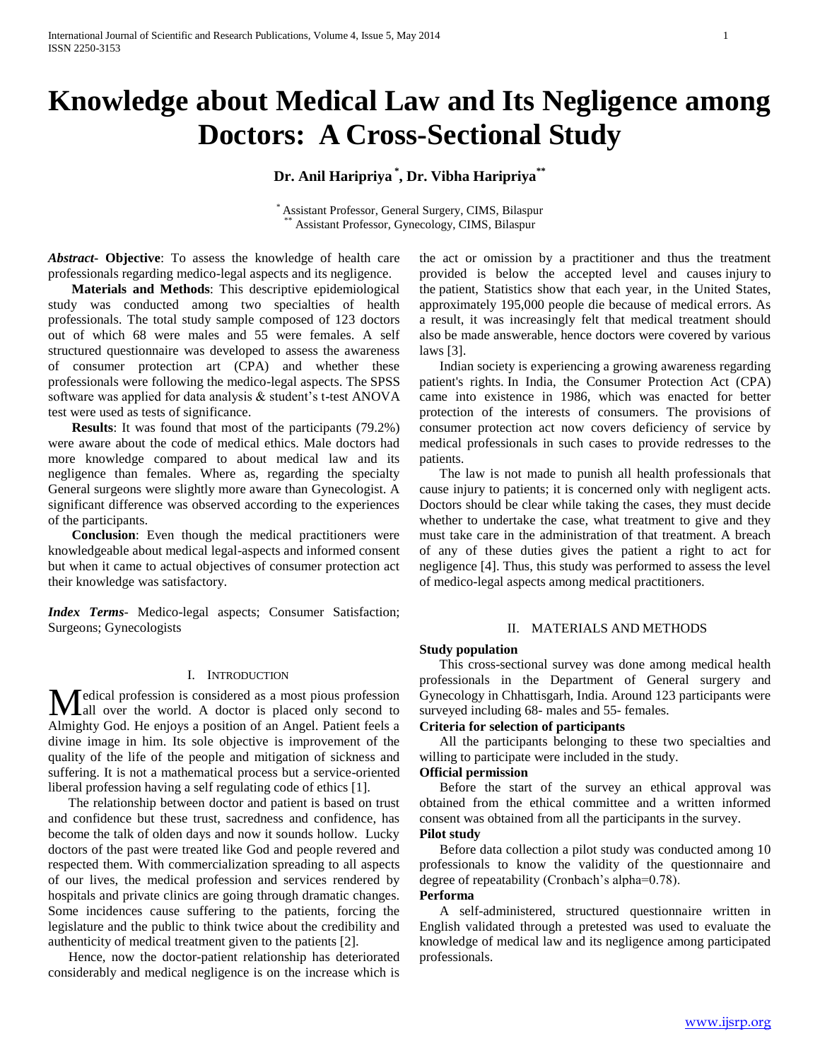# Knowledge about Medical Law and Its Negligence among Doctors: A Cross-Sectional Study

**Dr. Anil Haripriya [*], Dr. Vibha Haripriya [**]**

[*] Assistant Professor, General Surgery, CIMS, Bilaspur
[**] Assistant Professor, Gynecology, CIMS, Bilaspur

***Abstract*- Objective**: To assess the knowledge of health care professionals regarding medico-legal aspects and its negligence.

**Materials and Methods**: This descriptive epidemiological study was conducted among two specialties of health professionals. The total study sample composed of 123 doctors out of which 68 were males and 55 were females. A self structured questionnaire was developed to assess the awareness of consumer protection art (CPA) and whether these professionals were following the medico-legal aspects. The SPSS software was applied for data analysis & student's t-test ANOVA test were used as tests of significance.

**Results**: It was found that most of the participants (79.2%) were aware about the code of medical ethics. Male doctors had more knowledge compared to about medical law and its negligence than females. Where as, regarding the specialty General surgeons were slightly more aware than Gynecologist. A significant difference was observed according to the experiences of the participants.

**Conclusion**: Even though the medical practitioners were knowledgeable about medical legal-aspects and informed consent but when it came to actual objectives of consumer protection act their knowledge was satisfactory.

***Index Terms*-** Medico-legal aspects; Consumer Satisfaction; Surgeons; Gynecologists

## I. INTRODUCTION

Medical profession is considered as a most pious profession all over the world. A doctor is placed only second to Almighty God. He enjoys a position of an Angel. Patient feels a divine image in him. Its sole objective is improvement of the quality of the life of the people and mitigation of sickness and suffering. It is not a mathematical process but a service-oriented liberal profession having a self regulating code of ethics [1].

The relationship between doctor and patient is based on trust and confidence but these trust, sacredness and confidence, has become the talk of olden days and now it sounds hollow. Lucky doctors of the past were treated like God and people revered and respected them. With commercialization spreading to all aspects of our lives, the medical profession and services rendered by hospitals and private clinics are going through dramatic changes. Some incidences cause suffering to the patients, forcing the legislature and the public to think twice about the credibility and authenticity of medical treatment given to the patients [2].

Hence, now the doctor-patient relationship has deteriorated considerably and medical negligence is on the increase which is the act or omission by a practitioner and thus the treatment provided is below the accepted level and causes injury to the patient, Statistics show that each year, in the United States, approximately 195,000 people die because of medical errors. As a result, it was increasingly felt that medical treatment should also be made answerable, hence doctors were covered by various laws [3].

Indian society is experiencing a growing awareness regarding patient's rights. In India, the Consumer Protection Act (CPA) came into existence in 1986, which was enacted for better protection of the interests of consumers. The provisions of consumer protection act now covers deficiency of service by medical professionals in such cases to provide redresses to the patients.

The law is not made to punish all health professionals that cause injury to patients; it is concerned only with negligent acts. Doctors should be clear while taking the cases, they must decide whether to undertake the case, what treatment to give and they must take care in the administration of that treatment. A breach of any of these duties gives the patient a right to act for negligence [4]. Thus, this study was performed to assess the level of medico-legal aspects among medical practitioners.

## II. MATERIALS AND METHODS

**Study population**

This cross-sectional survey was done among medical health professionals in the Department of General surgery and Gynecology in Chhattisgarh, India. Around 123 participants were surveyed including 68- males and 55- females.

**Criteria for selection of participants**

All the participants belonging to these two specialties and willing to participate were included in the study.

**Official permission**

Before the start of the survey an ethical approval was obtained from the ethical committee and a written informed consent was obtained from all the participants in the survey.

**Pilot study**

Before data collection a pilot study was conducted among 10 professionals to know the validity of the questionnaire and degree of repeatability (Cronbach's alpha=0.78).

**Performa**

A self-administered, structured questionnaire written in English validated through a pretested was used to evaluate the knowledge of medical law and its negligence among participated professionals.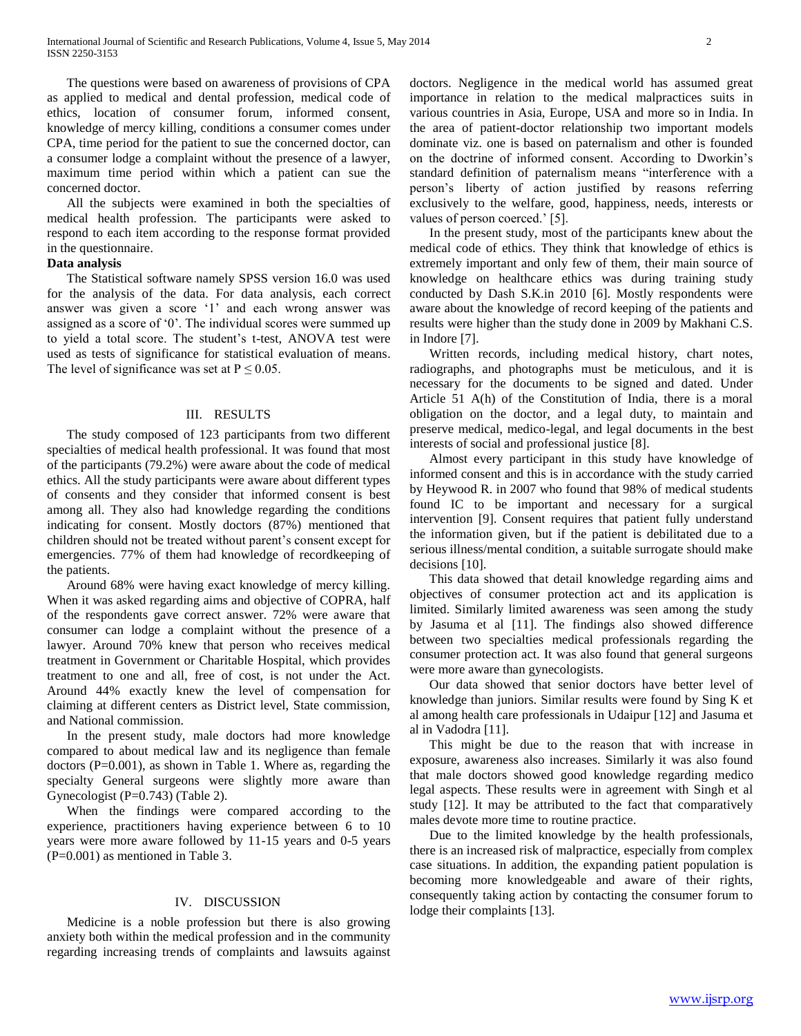The questions were based on awareness of provisions of CPA as applied to medical and dental profession, medical code of ethics, location of consumer forum, informed consent, knowledge of mercy killing, conditions a consumer comes under CPA, time period for the patient to sue the concerned doctor, can a consumer lodge a complaint without the presence of a lawyer, maximum time period within which a patient can sue the concerned doctor.

All the subjects were examined in both the specialties of medical health profession. The participants were asked to respond to each item according to the response format provided in the questionnaire.

**Data analysis**

The Statistical software namely SPSS version 16.0 was used for the analysis of the data. For data analysis, each correct answer was given a score '1' and each wrong answer was assigned as a score of '0'. The individual scores were summed up to yield a total score. The student's t-test, ANOVA test were used as tests of significance for statistical evaluation of means. The level of significance was set at $P \leq 0.05$.

## III. RESULTS

The study composed of 123 participants from two different specialties of medical health professional. It was found that most of the participants (79.2%) were aware about the code of medical ethics. All the study participants were aware about different types of consents and they consider that informed consent is best among all. They also had knowledge regarding the conditions indicating for consent. Mostly doctors (87%) mentioned that children should not be treated without parent's consent except for emergencies. 77% of them had knowledge of recordkeeping of the patients.

Around 68% were having exact knowledge of mercy killing. When it was asked regarding aims and objective of COPRA, half of the respondents gave correct answer. 72% were aware that consumer can lodge a complaint without the presence of a lawyer. Around 70% knew that person who receives medical treatment in Government or Charitable Hospital, which provides treatment to one and all, free of cost, is not under the Act. Around 44% exactly knew the level of compensation for claiming at different centers as District level, State commission, and National commission.

In the present study, male doctors had more knowledge compared to about medical law and its negligence than female doctors (P=0.001), as shown in Table 1. Where as, regarding the specialty General surgeons were slightly more aware than Gynecologist (P=0.743) (Table 2).

When the findings were compared according to the experience, practitioners having experience between 6 to 10 years were more aware followed by 11-15 years and 0-5 years (P=0.001) as mentioned in Table 3.

## IV. DISCUSSION

Medicine is a noble profession but there is also growing anxiety both within the medical profession and in the community regarding increasing trends of complaints and lawsuits against doctors. Negligence in the medical world has assumed great importance in relation to the medical malpractices suits in various countries in Asia, Europe, USA and more so in India. In the area of patient-doctor relationship two important models dominate viz. one is based on paternalism and other is founded on the doctrine of informed consent. According to Dworkin's standard definition of paternalism means "interference with a person's liberty of action justified by reasons referring exclusively to the welfare, good, happiness, needs, interests or values of person coerced.' [5].

In the present study, most of the participants knew about the medical code of ethics. They think that knowledge of ethics is extremely important and only few of them, their main source of knowledge on healthcare ethics was during training study conducted by Dash S.K.in 2010 [6]. Mostly respondents were aware about the knowledge of record keeping of the patients and results were higher than the study done in 2009 by Makhani C.S. in Indore [7].

Written records, including medical history, chart notes, radiographs, and photographs must be meticulous, and it is necessary for the documents to be signed and dated. Under Article 51 A(h) of the Constitution of India, there is a moral obligation on the doctor, and a legal duty, to maintain and preserve medical, medico-legal, and legal documents in the best interests of social and professional justice [8].

Almost every participant in this study have knowledge of informed consent and this is in accordance with the study carried by Heywood R. in 2007 who found that 98% of medical students found IC to be important and necessary for a surgical intervention [9]. Consent requires that patient fully understand the information given, but if the patient is debilitated due to a serious illness/mental condition, a suitable surrogate should make decisions [10].

This data showed that detail knowledge regarding aims and objectives of consumer protection act and its application is limited. Similarly limited awareness was seen among the study by Jasuma et al [11]. The findings also showed difference between two specialties medical professionals regarding the consumer protection act. It was also found that general surgeons were more aware than gynecologists.

Our data showed that senior doctors have better level of knowledge than juniors. Similar results were found by Sing K et al among health care professionals in Udaipur [12] and Jasuma et al in Vadodra [11].

This might be due to the reason that with increase in exposure, awareness also increases. Similarly it was also found that male doctors showed good knowledge regarding medico legal aspects. These results were in agreement with Singh et al study [12]. It may be attributed to the fact that comparatively males devote more time to routine practice.

Due to the limited knowledge by the health professionals, there is an increased risk of malpractice, especially from complex case situations. In addition, the expanding patient population is becoming more knowledgeable and aware of their rights, consequently taking action by contacting the consumer forum to lodge their complaints [13].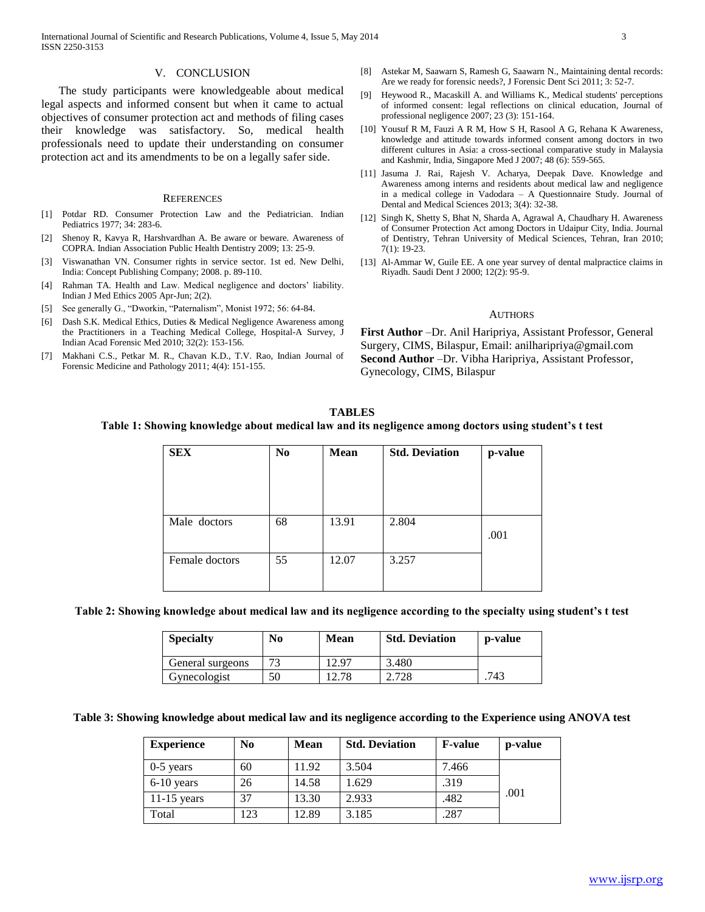## V. CONCLUSION

The study participants were knowledgeable about medical legal aspects and informed consent but when it came to actual objectives of consumer protection act and methods of filing cases their knowledge was satisfactory. So, medical health professionals need to update their understanding on consumer protection act and its amendments to be on a legally safer side.

## REFERENCES

[1] Potdar RD. Consumer Protection Law and the Pediatrician. Indian Pediatrics 1977; 34: 283-6.

[2] Shenoy R, Kavya R, Harshvardhan A. Be aware or beware. Awareness of COPRA. Indian Association Public Health Dentistry 2009; 13: 25-9.

[3] Viswanathan VN. Consumer rights in service sector. 1st ed. New Delhi, India: Concept Publishing Company; 2008. p. 89-110.

[4] Rahman TA. Health and Law. Medical negligence and doctors' liability. Indian J Med Ethics 2005 Apr-Jun; 2(2).

[5] See generally G., "Dworkin, "Paternalism", Monist 1972; 56: 64-84.

[6] Dash S.K. Medical Ethics, Duties & Medical Negligence Awareness among the Practitioners in a Teaching Medical College, Hospital-A Survey, J Indian Acad Forensic Med 2010; 32(2): 153-156.

[7] Makhani C.S., Petkar M. R., Chavan K.D., T.V. Rao, Indian Journal of Forensic Medicine and Pathology 2011; 4(4): 151-155.

[8] Astekar M, Saawarn S, Ramesh G, Saawarn N., Maintaining dental records: Are we ready for forensic needs?, J Forensic Dent Sci 2011; 3: 52-7.

[9] Heywood R., Macaskill A. and Williams K., Medical students' perceptions of informed consent: legal reflections on clinical education, Journal of professional negligence 2007; 23 (3): 151-164.

[10] Yousuf R M, Fauzi A R M, How S H, Rasool A G, Rehana K Awareness, knowledge and attitude towards informed consent among doctors in two different cultures in Asia: a cross-sectional comparative study in Malaysia and Kashmir, India, Singapore Med J 2007; 48 (6): 559-565.

[11] Jasuma J. Rai, Rajesh V. Acharya, Deepak Dave. Knowledge and Awareness among interns and residents about medical law and negligence in a medical college in Vadodara – A Questionnaire Study. Journal of Dental and Medical Sciences 2013; 3(4): 32-38.

[12] Singh K, Shetty S, Bhat N, Sharda A, Agrawal A, Chaudhary H. Awareness of Consumer Protection Act among Doctors in Udaipur City, India. Journal of Dentistry, Tehran University of Medical Sciences, Tehran, Iran 2010; 7(1): 19-23.

[13] Al-Ammar W, Guile EE. A one year survey of dental malpractice claims in Riyadh. Saudi Dent J 2000; 12(2): 95-9.

## AUTHORS

**First Author** –Dr. Anil Haripriya, Assistant Professor, General Surgery, CIMS, Bilaspur, Email: anilharipriya@gmail.com

**Second Author** –Dr. Vibha Haripriya, Assistant Professor, Gynecology, CIMS, Bilaspur

## TABLES

**Table 1: Showing knowledge about medical law and its negligence among doctors using student's t test**

| SEX | No | Mean | Std. Deviation | p-value |
|---|---|---|---|---|
| Male doctors | 68 | 13.91 | 2.804 | .001 |
| Female doctors | 55 | 12.07 | 3.257 | |

**Table 2: Showing knowledge about medical law and its negligence according to the specialty using student's t test**

| Specialty | No | Mean | Std. Deviation | p-value |
|---|---|---|---|---|
| General surgeons | 73 | 12.97 | 3.480 | .743 |
| Gynecologist | 50 | 12.78 | 2.728 | |

**Table 3: Showing knowledge about medical law and its negligence according to the Experience using ANOVA test**

| Experience | No | Mean | Std. Deviation | F-value | p-value |
|---|---|---|---|---|---|
| 0-5 years | 60 | 11.92 | 3.504 | 7.466 | .001 |
| 6-10 years | 26 | 14.58 | 1.629 | .319 | |
| 11-15 years | 37 | 13.30 | 2.933 | .482 | |
| Total | 123 | 12.89 | 3.185 | .287 | |